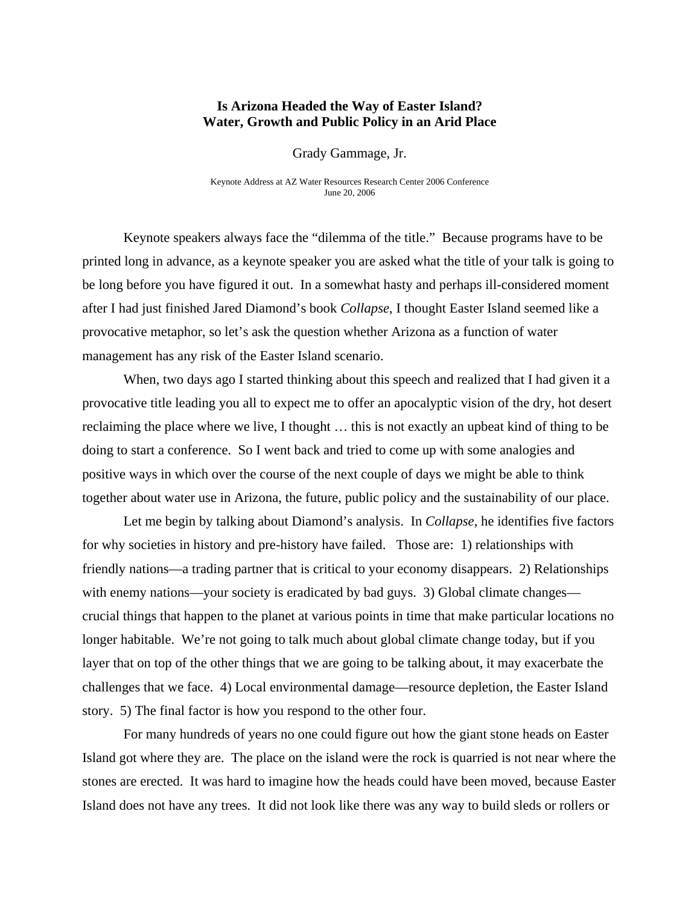# Is Arizona Headed the Way of Easter Island?
## Water, Growth and Public Policy in an Arid Place

Grady Gammage, Jr.

Keynote Address at AZ Water Resources Research Center 2006 Conference
June 20, 2006

Keynote speakers always face the "dilemma of the title." Because programs have to be printed long in advance, as a keynote speaker you are asked what the title of your talk is going to be long before you have figured it out. In a somewhat hasty and perhaps ill-considered moment after I had just finished Jared Diamond's book *Collapse*, I thought Easter Island seemed like a provocative metaphor, so let's ask the question whether Arizona as a function of water management has any risk of the Easter Island scenario.

When, two days ago I started thinking about this speech and realized that I had given it a provocative title leading you all to expect me to offer an apocalyptic vision of the dry, hot desert reclaiming the place where we live, I thought … this is not exactly an upbeat kind of thing to be doing to start a conference. So I went back and tried to come up with some analogies and positive ways in which over the course of the next couple of days we might be able to think together about water use in Arizona, the future, public policy and the sustainability of our place.

Let me begin by talking about Diamond's analysis. In *Collapse*, he identifies five factors for why societies in history and pre-history have failed. Those are: 1) relationships with friendly nations—a trading partner that is critical to your economy disappears. 2) Relationships with enemy nations—your society is eradicated by bad guys. 3) Global climate changes—crucial things that happen to the planet at various points in time that make particular locations no longer habitable. We're not going to talk much about global climate change today, but if you layer that on top of the other things that we are going to be talking about, it may exacerbate the challenges that we face. 4) Local environmental damage—resource depletion, the Easter Island story. 5) The final factor is how you respond to the other four.

For many hundreds of years no one could figure out how the giant stone heads on Easter Island got where they are. The place on the island were the rock is quarried is not near where the stones are erected. It was hard to imagine how the heads could have been moved, because Easter Island does not have any trees. It did not look like there was any way to build sleds or rollers or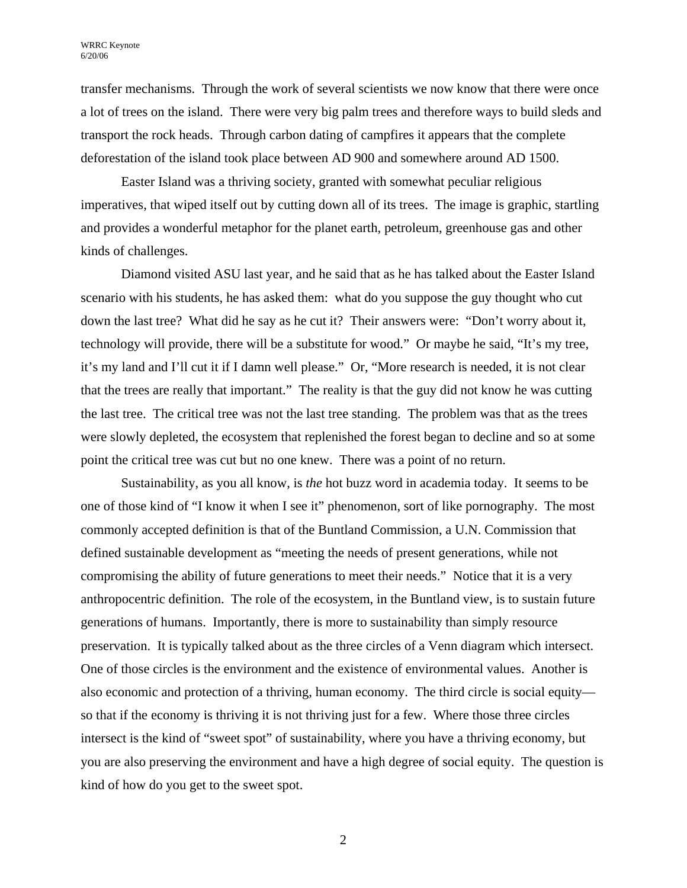transfer mechanisms. Through the work of several scientists we now know that there were once a lot of trees on the island. There were very big palm trees and therefore ways to build sleds and transport the rock heads. Through carbon dating of campfires it appears that the complete deforestation of the island took place between AD 900 and somewhere around AD 1500.

Easter Island was a thriving society, granted with somewhat peculiar religious imperatives, that wiped itself out by cutting down all of its trees. The image is graphic, startling and provides a wonderful metaphor for the planet earth, petroleum, greenhouse gas and other kinds of challenges.

Diamond visited ASU last year, and he said that as he has talked about the Easter Island scenario with his students, he has asked them: what do you suppose the guy thought who cut down the last tree? What did he say as he cut it? Their answers were: "Don't worry about it, technology will provide, there will be a substitute for wood." Or maybe he said, "It's my tree, it's my land and I'll cut it if I damn well please." Or, "More research is needed, it is not clear that the trees are really that important." The reality is that the guy did not know he was cutting the last tree. The critical tree was not the last tree standing. The problem was that as the trees were slowly depleted, the ecosystem that replenished the forest began to decline and so at some point the critical tree was cut but no one knew. There was a point of no return.

Sustainability, as you all know, is *the* hot buzz word in academia today. It seems to be one of those kind of "I know it when I see it" phenomenon, sort of like pornography. The most commonly accepted definition is that of the Buntland Commission, a U.N. Commission that defined sustainable development as "meeting the needs of present generations, while not compromising the ability of future generations to meet their needs." Notice that it is a very anthropocentric definition. The role of the ecosystem, in the Buntland view, is to sustain future generations of humans. Importantly, there is more to sustainability than simply resource preservation. It is typically talked about as the three circles of a Venn diagram which intersect. One of those circles is the environment and the existence of environmental values. Another is also economic and protection of a thriving, human economy. The third circle is social equity—so that if the economy is thriving it is not thriving just for a few. Where those three circles intersect is the kind of "sweet spot" of sustainability, where you have a thriving economy, but you are also preserving the environment and have a high degree of social equity. The question is kind of how do you get to the sweet spot.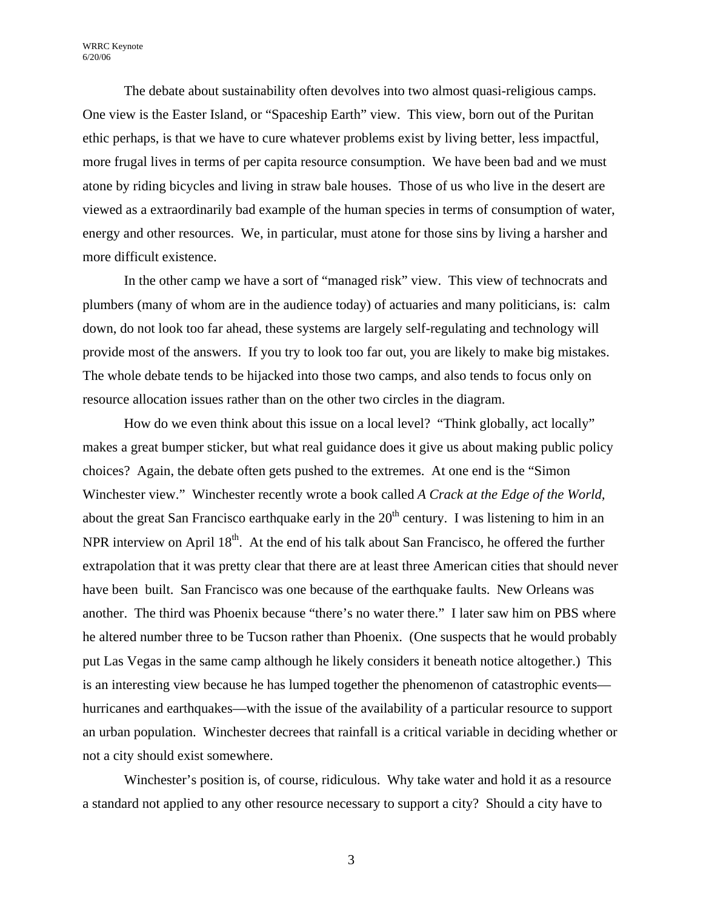The debate about sustainability often devolves into two almost quasi-religious camps. One view is the Easter Island, or "Spaceship Earth" view. This view, born out of the Puritan ethic perhaps, is that we have to cure whatever problems exist by living better, less impactful, more frugal lives in terms of per capita resource consumption. We have been bad and we must atone by riding bicycles and living in straw bale houses. Those of us who live in the desert are viewed as a extraordinarily bad example of the human species in terms of consumption of water, energy and other resources. We, in particular, must atone for those sins by living a harsher and more difficult existence.

In the other camp we have a sort of "managed risk" view. This view of technocrats and plumbers (many of whom are in the audience today) of actuaries and many politicians, is: calm down, do not look too far ahead, these systems are largely self-regulating and technology will provide most of the answers. If you try to look too far out, you are likely to make big mistakes. The whole debate tends to be hijacked into those two camps, and also tends to focus only on resource allocation issues rather than on the other two circles in the diagram.

How do we even think about this issue on a local level? "Think globally, act locally" makes a great bumper sticker, but what real guidance does it give us about making public policy choices? Again, the debate often gets pushed to the extremes. At one end is the "Simon Winchester view." Winchester recently wrote a book called *A Crack at the Edge of the World*, about the great San Francisco earthquake early in the 20th century. I was listening to him in an NPR interview on April 18th. At the end of his talk about San Francisco, he offered the further extrapolation that it was pretty clear that there are at least three American cities that should never have been built. San Francisco was one because of the earthquake faults. New Orleans was another. The third was Phoenix because "there's no water there." I later saw him on PBS where he altered number three to be Tucson rather than Phoenix. (One suspects that he would probably put Las Vegas in the same camp although he likely considers it beneath notice altogether.) This is an interesting view because he has lumped together the phenomenon of catastrophic events—hurricanes and earthquakes—with the issue of the availability of a particular resource to support an urban population. Winchester decrees that rainfall is a critical variable in deciding whether or not a city should exist somewhere.

Winchester's position is, of course, ridiculous. Why take water and hold it as a resource a standard not applied to any other resource necessary to support a city? Should a city have to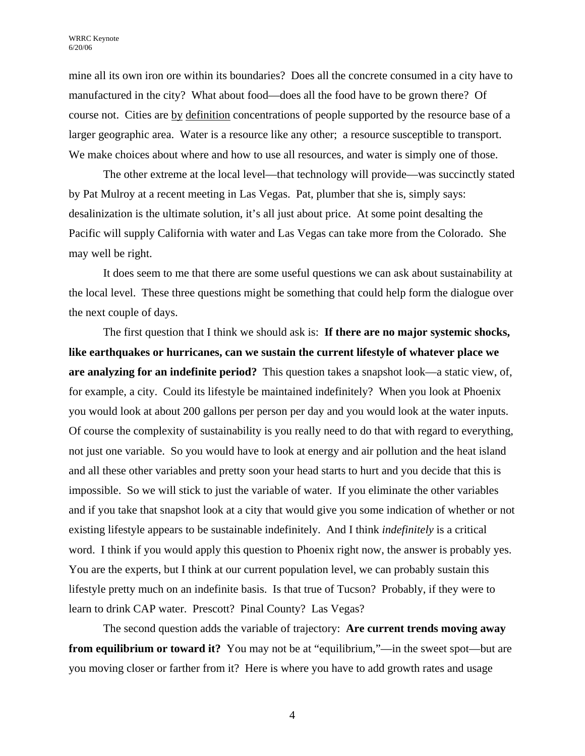mine all its own iron ore within its boundaries? Does all the concrete consumed in a city have to manufactured in the city? What about food—does all the food have to be grown there? Of course not. Cities are <u>by</u> <u>definition</u> concentrations of people supported by the resource base of a larger geographic area. Water is a resource like any other; a resource susceptible to transport. We make choices about where and how to use all resources, and water is simply one of those.

The other extreme at the local level—that technology will provide—was succinctly stated by Pat Mulroy at a recent meeting in Las Vegas. Pat, plumber that she is, simply says: desalinization is the ultimate solution, it's all just about price. At some point desalting the Pacific will supply California with water and Las Vegas can take more from the Colorado. She may well be right.

It does seem to me that there are some useful questions we can ask about sustainability at the local level. These three questions might be something that could help form the dialogue over the next couple of days.

The first question that I think we should ask is: **If there are no major systemic shocks, like earthquakes or hurricanes, can we sustain the current lifestyle of whatever place we are analyzing for an indefinite period?** This question takes a snapshot look—a static view, of, for example, a city. Could its lifestyle be maintained indefinitely? When you look at Phoenix you would look at about 200 gallons per person per day and you would look at the water inputs. Of course the complexity of sustainability is you really need to do that with regard to everything, not just one variable. So you would have to look at energy and air pollution and the heat island and all these other variables and pretty soon your head starts to hurt and you decide that this is impossible. So we will stick to just the variable of water. If you eliminate the other variables and if you take that snapshot look at a city that would give you some indication of whether or not existing lifestyle appears to be sustainable indefinitely. And I think *indefinitely* is a critical word. I think if you would apply this question to Phoenix right now, the answer is probably yes. You are the experts, but I think at our current population level, we can probably sustain this lifestyle pretty much on an indefinite basis. Is that true of Tucson? Probably, if they were to learn to drink CAP water. Prescott? Pinal County? Las Vegas?

The second question adds the variable of trajectory: **Are current trends moving away from equilibrium or toward it?** You may not be at "equilibrium,"—in the sweet spot—but are you moving closer or farther from it? Here is where you have to add growth rates and usage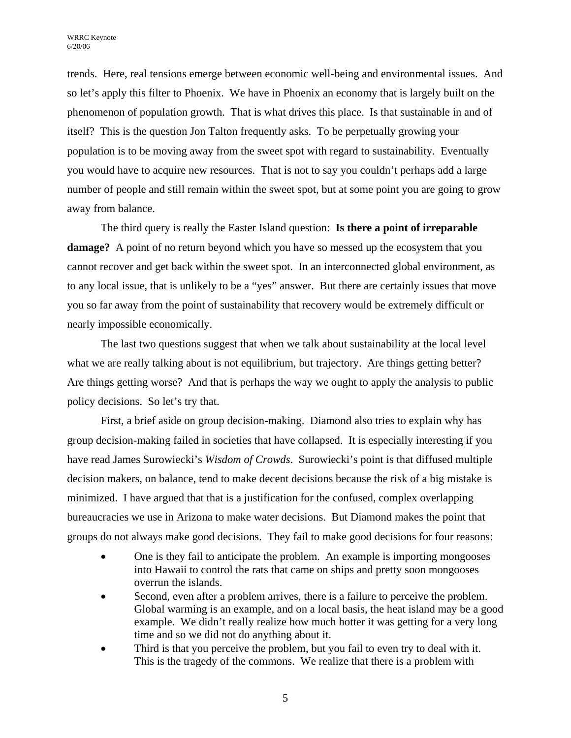trends. Here, real tensions emerge between economic well-being and environmental issues. And so let's apply this filter to Phoenix. We have in Phoenix an economy that is largely built on the phenomenon of population growth. That is what drives this place. Is that sustainable in and of itself? This is the question Jon Talton frequently asks. To be perpetually growing your population is to be moving away from the sweet spot with regard to sustainability. Eventually you would have to acquire new resources. That is not to say you couldn't perhaps add a large number of people and still remain within the sweet spot, but at some point you are going to grow away from balance.

The third query is really the Easter Island question: **Is there a point of irreparable damage?** A point of no return beyond which you have so messed up the ecosystem that you cannot recover and get back within the sweet spot. In an interconnected global environment, as to any <u>local</u> issue, that is unlikely to be a "yes" answer. But there are certainly issues that move you so far away from the point of sustainability that recovery would be extremely difficult or nearly impossible economically.

The last two questions suggest that when we talk about sustainability at the local level what we are really talking about is not equilibrium, but trajectory. Are things getting better? Are things getting worse? And that is perhaps the way we ought to apply the analysis to public policy decisions. So let's try that.

First, a brief aside on group decision-making. Diamond also tries to explain why has group decision-making failed in societies that have collapsed. It is especially interesting if you have read James Surowiecki's *Wisdom of Crowds*. Surowiecki's point is that diffused multiple decision makers, on balance, tend to make decent decisions because the risk of a big mistake is minimized. I have argued that that is a justification for the confused, complex overlapping bureaucracies we use in Arizona to make water decisions. But Diamond makes the point that groups do not always make good decisions. They fail to make good decisions for four reasons:

- One is they fail to anticipate the problem. An example is importing mongooses into Hawaii to control the rats that came on ships and pretty soon mongooses overrun the islands.
- Second, even after a problem arrives, there is a failure to perceive the problem. Global warming is an example, and on a local basis, the heat island may be a good example. We didn't really realize how much hotter it was getting for a very long time and so we did not do anything about it.
- Third is that you perceive the problem, but you fail to even try to deal with it. This is the tragedy of the commons. We realize that there is a problem with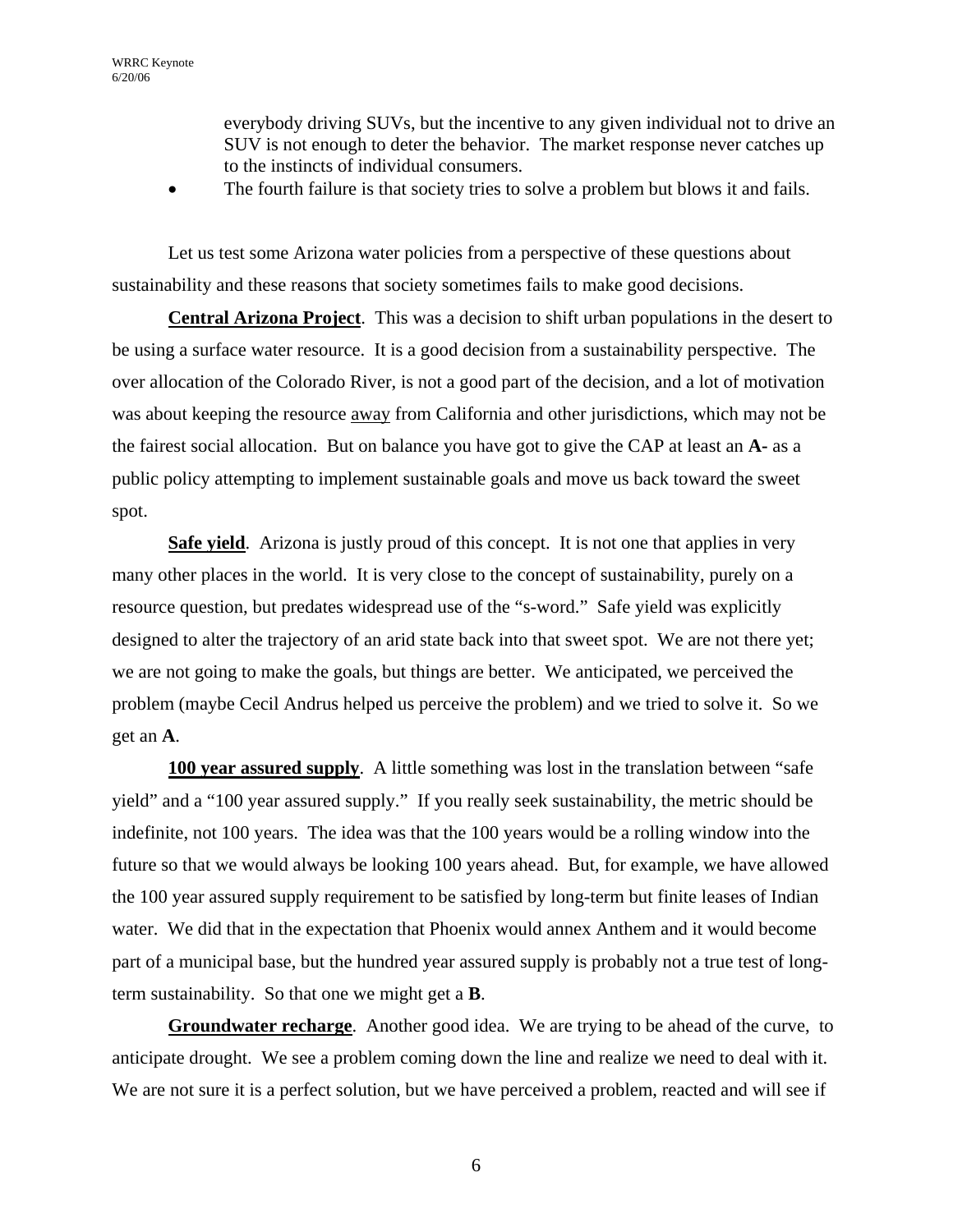everybody driving SUVs, but the incentive to any given individual not to drive an SUV is not enough to deter the behavior. The market response never catches up to the instincts of individual consumers.

- The fourth failure is that society tries to solve a problem but blows it and fails.

Let us test some Arizona water policies from a perspective of these questions about sustainability and these reasons that society sometimes fails to make good decisions.

**Central Arizona Project**. This was a decision to shift urban populations in the desert to be using a surface water resource. It is a good decision from a sustainability perspective. The over allocation of the Colorado River, is not a good part of the decision, and a lot of motivation was about keeping the resource away from California and other jurisdictions, which may not be the fairest social allocation. But on balance you have got to give the CAP at least an **A-** as a public policy attempting to implement sustainable goals and move us back toward the sweet spot.

**Safe yield**. Arizona is justly proud of this concept. It is not one that applies in very many other places in the world. It is very close to the concept of sustainability, purely on a resource question, but predates widespread use of the "s-word." Safe yield was explicitly designed to alter the trajectory of an arid state back into that sweet spot. We are not there yet; we are not going to make the goals, but things are better. We anticipated, we perceived the problem (maybe Cecil Andrus helped us perceive the problem) and we tried to solve it. So we get an **A**.

**100 year assured supply**. A little something was lost in the translation between "safe yield" and a "100 year assured supply." If you really seek sustainability, the metric should be indefinite, not 100 years. The idea was that the 100 years would be a rolling window into the future so that we would always be looking 100 years ahead. But, for example, we have allowed the 100 year assured supply requirement to be satisfied by long-term but finite leases of Indian water. We did that in the expectation that Phoenix would annex Anthem and it would become part of a municipal base, but the hundred year assured supply is probably not a true test of long-term sustainability. So that one we might get a **B**.

**Groundwater recharge**. Another good idea. We are trying to be ahead of the curve, to anticipate drought. We see a problem coming down the line and realize we need to deal with it. We are not sure it is a perfect solution, but we have perceived a problem, reacted and will see if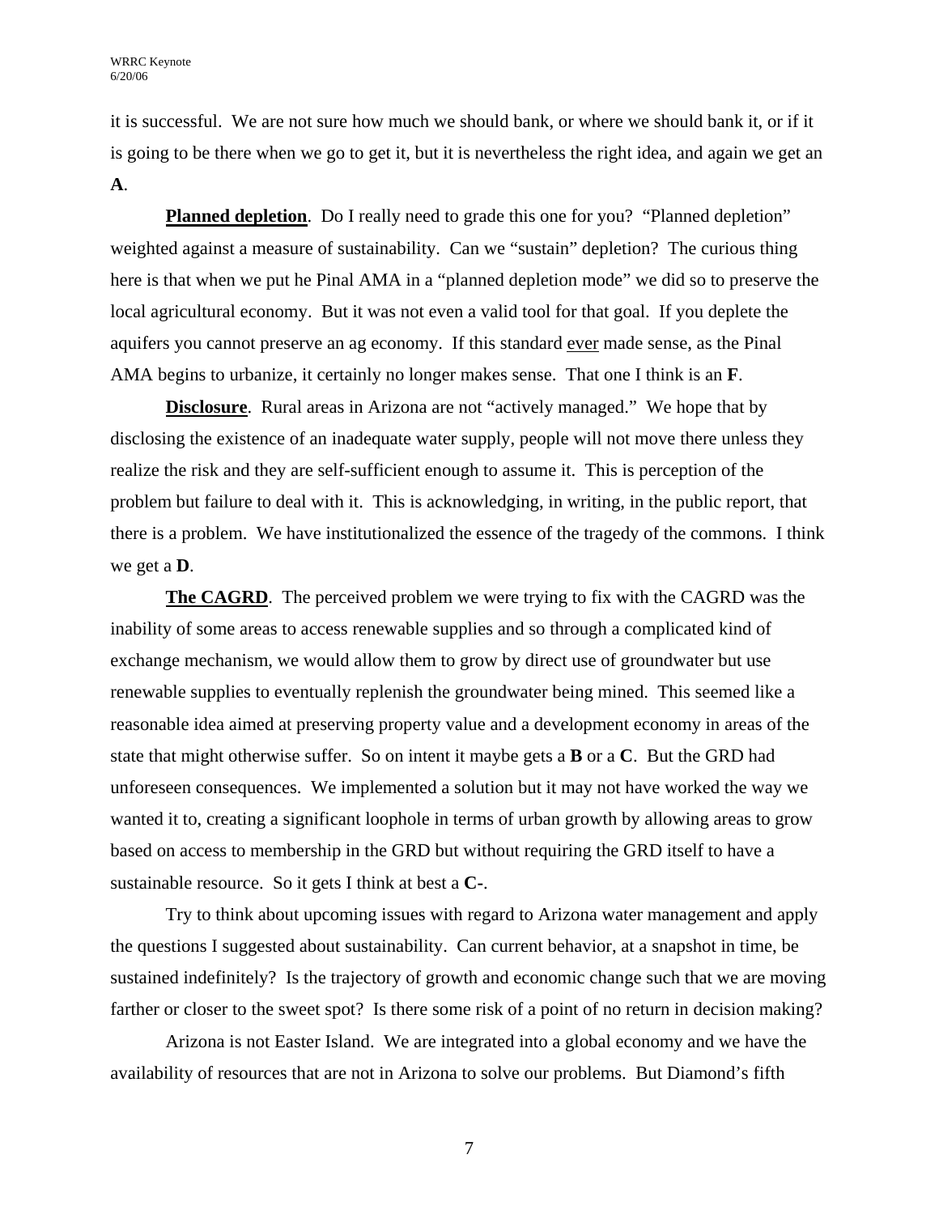it is successful. We are not sure how much we should bank, or where we should bank it, or if it is going to be there when we go to get it, but it is nevertheless the right idea, and again we get an **A**.

**Planned depletion**. Do I really need to grade this one for you? "Planned depletion" weighted against a measure of sustainability. Can we "sustain" depletion? The curious thing here is that when we put he Pinal AMA in a "planned depletion mode" we did so to preserve the local agricultural economy. But it was not even a valid tool for that goal. If you deplete the aquifers you cannot preserve an ag economy. If this standard ever made sense, as the Pinal AMA begins to urbanize, it certainly no longer makes sense. That one I think is an **F**.

**Disclosure**. Rural areas in Arizona are not "actively managed." We hope that by disclosing the existence of an inadequate water supply, people will not move there unless they realize the risk and they are self-sufficient enough to assume it. This is perception of the problem but failure to deal with it. This is acknowledging, in writing, in the public report, that there is a problem. We have institutionalized the essence of the tragedy of the commons. I think we get a **D**.

**The CAGRD**. The perceived problem we were trying to fix with the CAGRD was the inability of some areas to access renewable supplies and so through a complicated kind of exchange mechanism, we would allow them to grow by direct use of groundwater but use renewable supplies to eventually replenish the groundwater being mined. This seemed like a reasonable idea aimed at preserving property value and a development economy in areas of the state that might otherwise suffer. So on intent it maybe gets a **B** or a **C**. But the GRD had unforeseen consequences. We implemented a solution but it may not have worked the way we wanted it to, creating a significant loophole in terms of urban growth by allowing areas to grow based on access to membership in the GRD but without requiring the GRD itself to have a sustainable resource. So it gets I think at best a **C-**.

Try to think about upcoming issues with regard to Arizona water management and apply the questions I suggested about sustainability. Can current behavior, at a snapshot in time, be sustained indefinitely? Is the trajectory of growth and economic change such that we are moving farther or closer to the sweet spot? Is there some risk of a point of no return in decision making?

Arizona is not Easter Island. We are integrated into a global economy and we have the availability of resources that are not in Arizona to solve our problems. But Diamond's fifth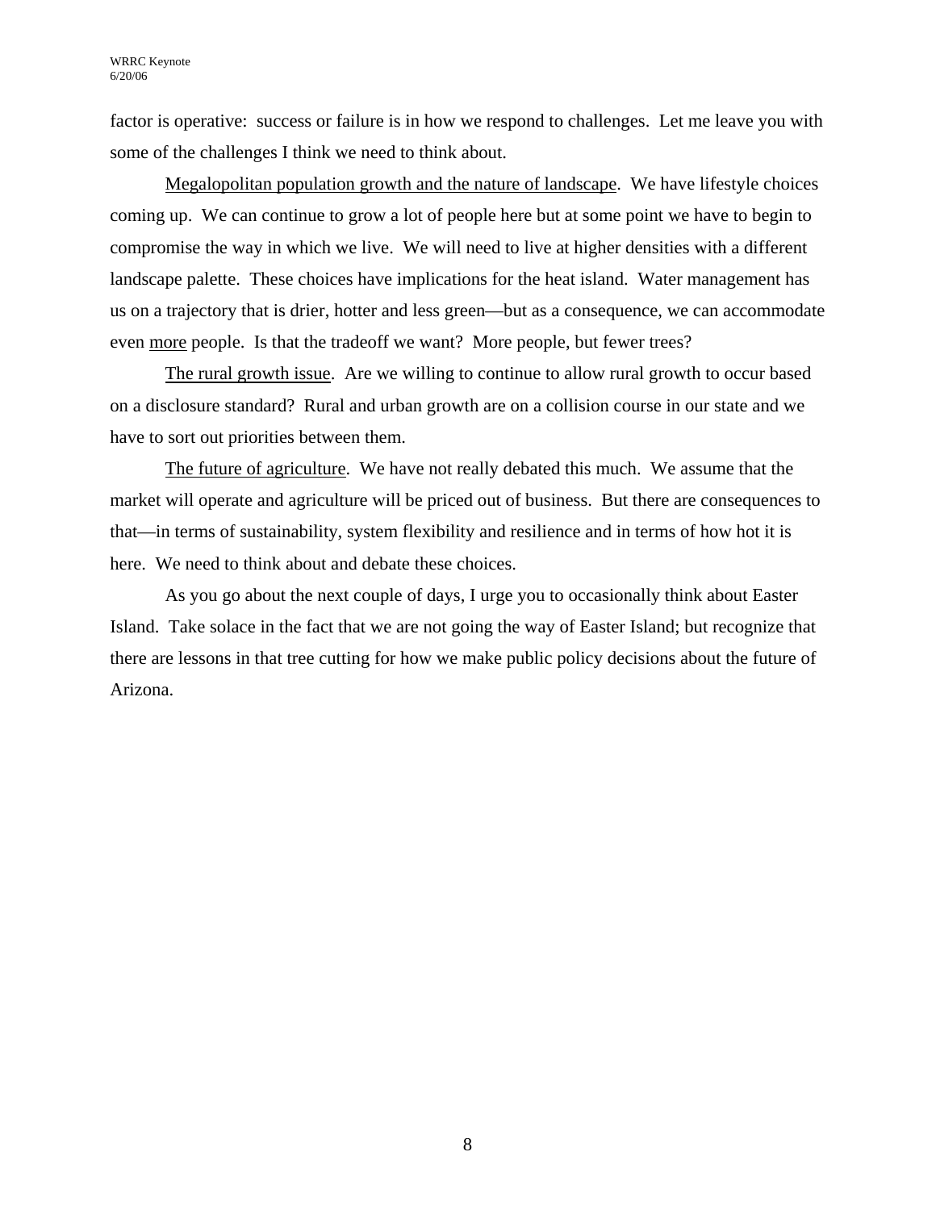factor is operative: success or failure is in how we respond to challenges. Let me leave you with some of the challenges I think we need to think about.

<u>Megalopolitan population growth and the nature of landscape</u>. We have lifestyle choices coming up. We can continue to grow a lot of people here but at some point we have to begin to compromise the way in which we live. We will need to live at higher densities with a different landscape palette. These choices have implications for the heat island. Water management has us on a trajectory that is drier, hotter and less green—but as a consequence, we can accommodate even <u>more</u> people. Is that the tradeoff we want? More people, but fewer trees?

<u>The rural growth issue</u>. Are we willing to continue to allow rural growth to occur based on a disclosure standard? Rural and urban growth are on a collision course in our state and we have to sort out priorities between them.

<u>The future of agriculture</u>. We have not really debated this much. We assume that the market will operate and agriculture will be priced out of business. But there are consequences to that—in terms of sustainability, system flexibility and resilience and in terms of how hot it is here. We need to think about and debate these choices.

As you go about the next couple of days, I urge you to occasionally think about Easter Island. Take solace in the fact that we are not going the way of Easter Island; but recognize that there are lessons in that tree cutting for how we make public policy decisions about the future of Arizona.